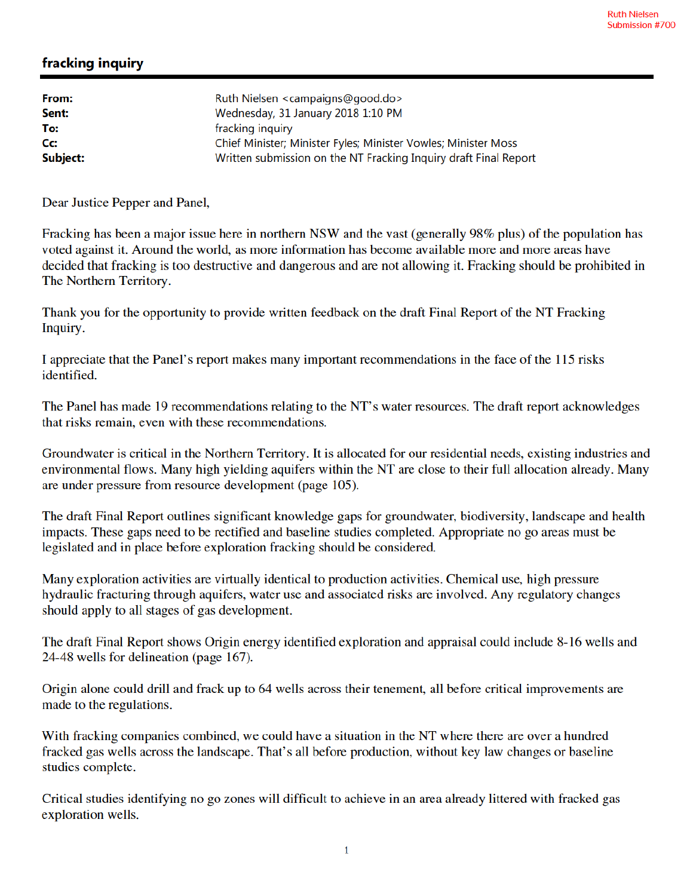Ruth Nielsen
Submission #700

## fracking inquiry

**From:** Ruth Nielsen <campaigns@good.do>
**Sent:** Wednesday, 31 January 2018 1:10 PM
**To:** fracking inquiry
**Cc:** Chief Minister; Minister Fyles; Minister Vowles; Minister Moss
**Subject:** Written submission on the NT Fracking Inquiry draft Final Report

Dear Justice Pepper and Panel,

Fracking has been a major issue here in northern NSW and the vast (generally 98% plus) of the population has voted against it. Around the world, as more information has become available more and more areas have decided that fracking is too destructive and dangerous and are not allowing it. Fracking should be prohibited in The Northern Territory.

Thank you for the opportunity to provide written feedback on the draft Final Report of the NT Fracking Inquiry.

I appreciate that the Panel's report makes many important recommendations in the face of the 115 risks identified.

The Panel has made 19 recommendations relating to the NT's water resources. The draft report acknowledges that risks remain, even with these recommendations.

Groundwater is critical in the Northern Territory. It is allocated for our residential needs, existing industries and environmental flows. Many high yielding aquifers within the NT are close to their full allocation already. Many are under pressure from resource development (page 105).

The draft Final Report outlines significant knowledge gaps for groundwater, biodiversity, landscape and health impacts. These gaps need to be rectified and baseline studies completed. Appropriate no go areas must be legislated and in place before exploration fracking should be considered.

Many exploration activities are virtually identical to production activities. Chemical use, high pressure hydraulic fracturing through aquifers, water use and associated risks are involved. Any regulatory changes should apply to all stages of gas development.

The draft Final Report shows Origin energy identified exploration and appraisal could include 8-16 wells and 24-48 wells for delineation (page 167).

Origin alone could drill and frack up to 64 wells across their tenement, all before critical improvements are made to the regulations.

With fracking companies combined, we could have a situation in the NT where there are over a hundred fracked gas wells across the landscape. That's all before production, without key law changes or baseline studies complete.

Critical studies identifying no go zones will difficult to achieve in an area already littered with fracked gas exploration wells.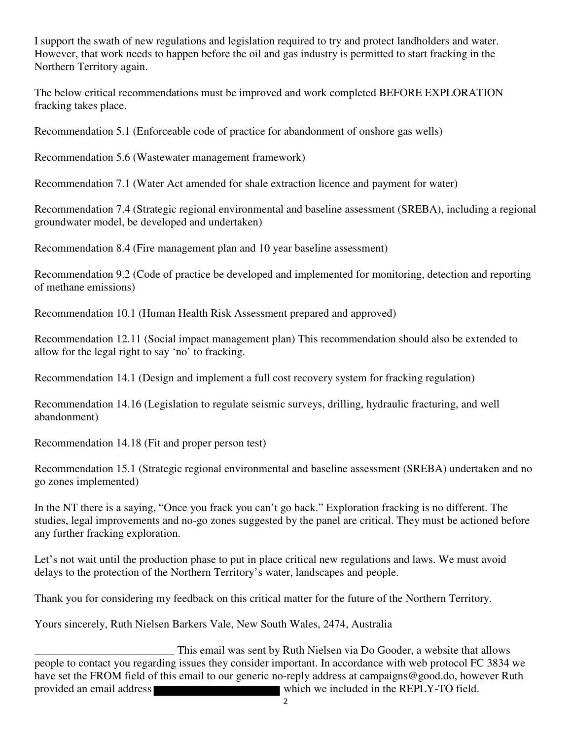I support the swath of new regulations and legislation required to try and protect landholders and water. However, that work needs to happen before the oil and gas industry is permitted to start fracking in the Northern Territory again.

The below critical recommendations must be improved and work completed BEFORE EXPLORATION fracking takes place.

Recommendation 5.1 (Enforceable code of practice for abandonment of onshore gas wells)

Recommendation 5.6 (Wastewater management framework)

Recommendation 7.1 (Water Act amended for shale extraction licence and payment for water)

Recommendation 7.4 (Strategic regional environmental and baseline assessment (SREBA), including a regional groundwater model, be developed and undertaken)

Recommendation 8.4 (Fire management plan and 10 year baseline assessment)

Recommendation 9.2 (Code of practice be developed and implemented for monitoring, detection and reporting of methane emissions)

Recommendation 10.1 (Human Health Risk Assessment prepared and approved)

Recommendation 12.11 (Social impact management plan) This recommendation should also be extended to allow for the legal right to say 'no' to fracking.

Recommendation 14.1 (Design and implement a full cost recovery system for fracking regulation)

Recommendation 14.16 (Legislation to regulate seismic surveys, drilling, hydraulic fracturing, and well abandonment)

Recommendation 14.18 (Fit and proper person test)

Recommendation 15.1 (Strategic regional environmental and baseline assessment (SREBA) undertaken and no go zones implemented)

In the NT there is a saying, "Once you frack you can't go back." Exploration fracking is no different. The studies, legal improvements and no-go zones suggested by the panel are critical. They must be actioned before any further fracking exploration.

Let's not wait until the production phase to put in place critical new regulations and laws. We must avoid delays to the protection of the Northern Territory's water, landscapes and people.

Thank you for considering my feedback on this critical matter for the future of the Northern Territory.

Yours sincerely, Ruth Nielsen Barkers Vale, New South Wales, 2474, Australia

_________________________ This email was sent by Ruth Nielsen via Do Gooder, a website that allows people to contact you regarding issues they consider important. In accordance with web protocol FC 3834 we have set the FROM field of this email to our generic no-reply address at campaigns@good.do, however Ruth provided an email address [REDACTED] which we included in the REPLY-TO field.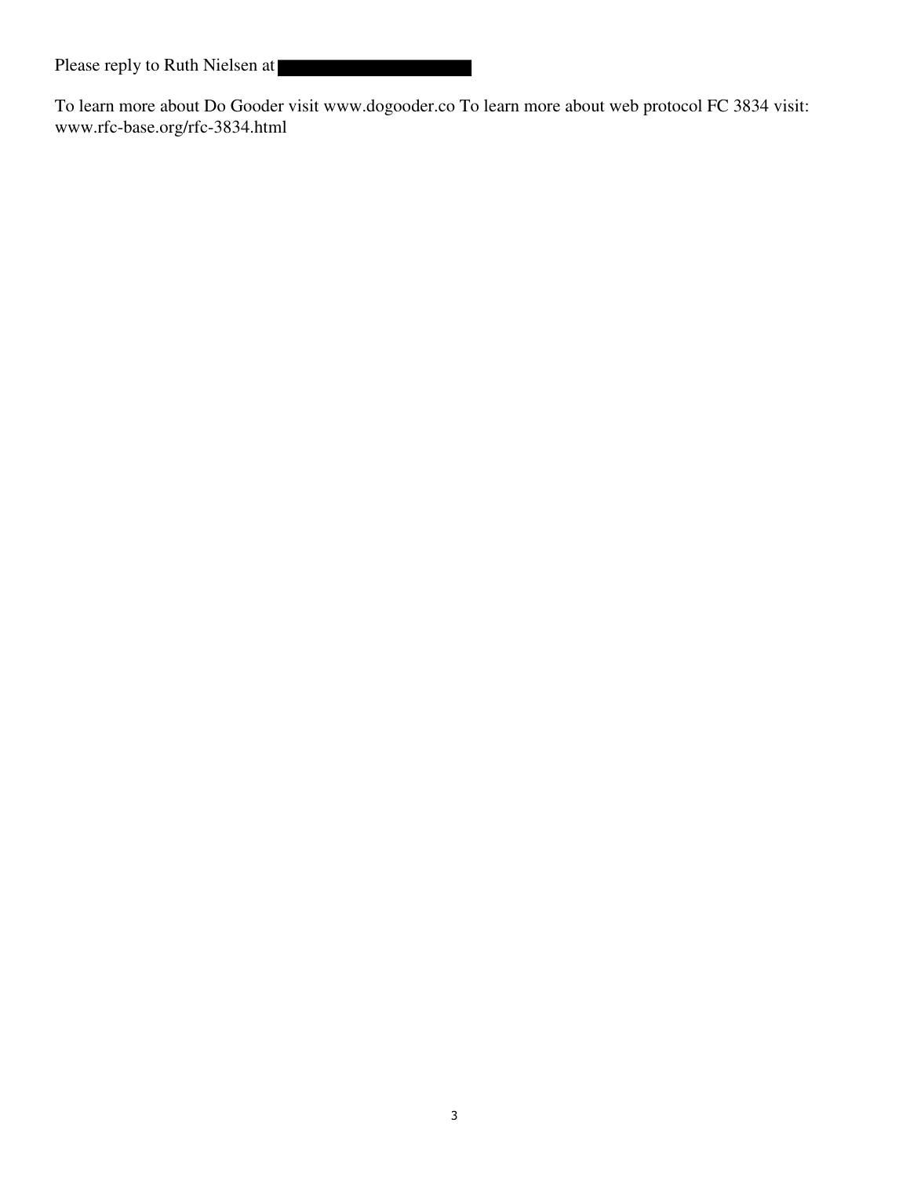Please reply to Ruth Nielsen at ████████████████

To learn more about Do Gooder visit www.dogooder.co To learn more about web protocol FC 3834 visit: www.rfc-base.org/rfc-3834.html